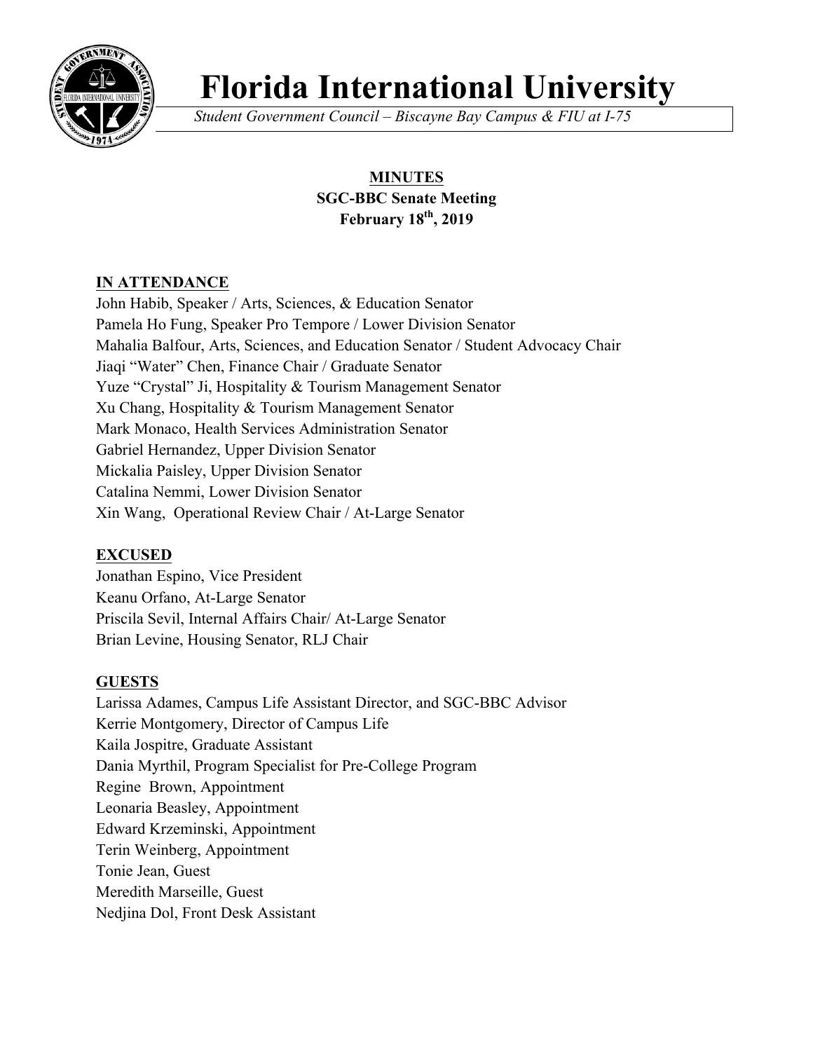# Florida International University

*Student Government Council – Biscayne Bay Campus & FIU at I-75*

**MINUTES**
**SGC-BBC Senate Meeting**
**February 18th, 2019**

## IN ATTENDANCE

John Habib, Speaker / Arts, Sciences, & Education Senator
Pamela Ho Fung, Speaker Pro Tempore / Lower Division Senator
Mahalia Balfour, Arts, Sciences, and Education Senator / Student Advocacy Chair
Jiaqi "Water" Chen, Finance Chair / Graduate Senator
Yuze "Crystal" Ji, Hospitality & Tourism Management Senator
Xu Chang, Hospitality & Tourism Management Senator
Mark Monaco, Health Services Administration Senator
Gabriel Hernandez, Upper Division Senator
Mickalia Paisley, Upper Division Senator
Catalina Nemmi, Lower Division Senator
Xin Wang, Operational Review Chair / At-Large Senator

## EXCUSED

Jonathan Espino, Vice President
Keanu Orfano, At-Large Senator
Priscila Sevil, Internal Affairs Chair/ At-Large Senator
Brian Levine, Housing Senator, RLJ Chair

## GUESTS

Larissa Adames, Campus Life Assistant Director, and SGC-BBC Advisor
Kerrie Montgomery, Director of Campus Life
Kaila Jospitre, Graduate Assistant
Dania Myrthil, Program Specialist for Pre-College Program
Regine Brown, Appointment
Leonaria Beasley, Appointment
Edward Krzeminski, Appointment
Terin Weinberg, Appointment
Tonie Jean, Guest
Meredith Marseille, Guest
Nedjina Dol, Front Desk Assistant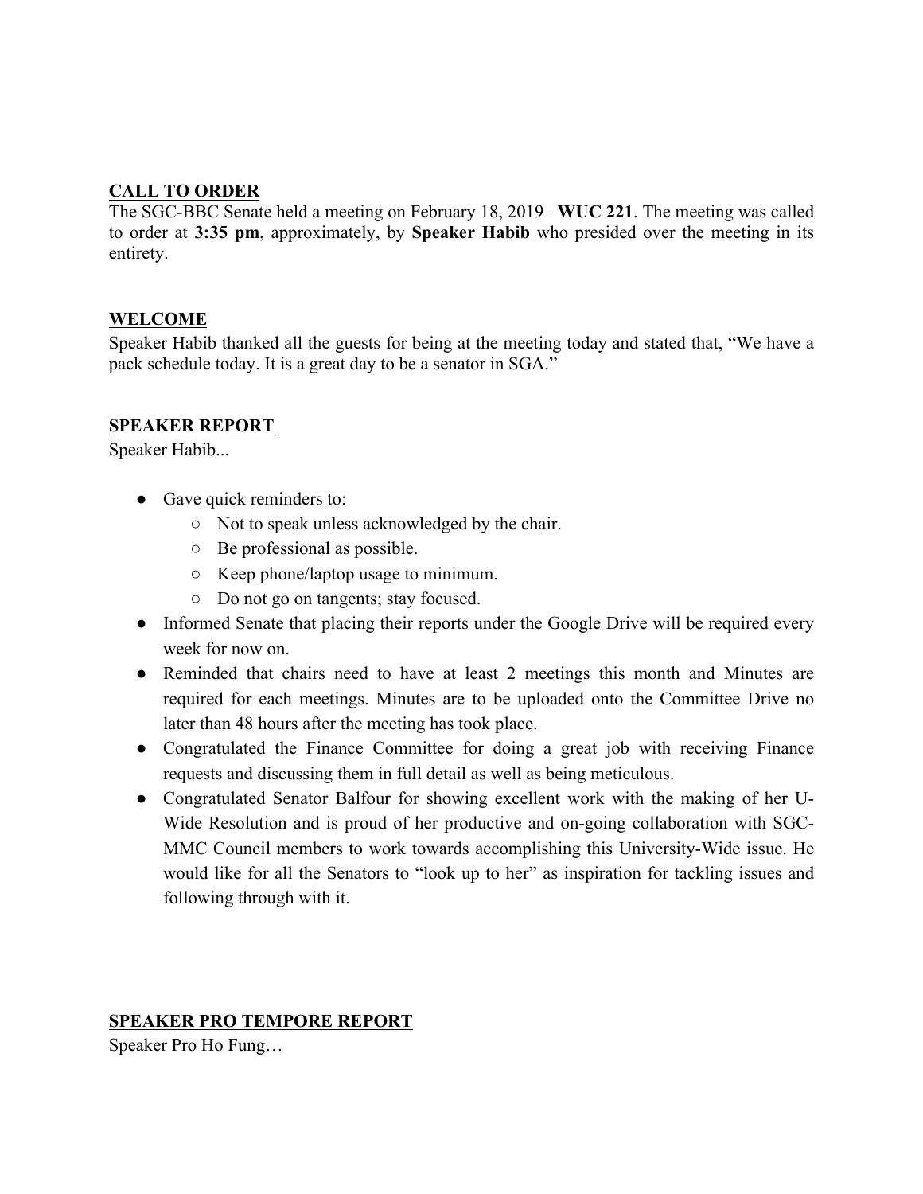## CALL TO ORDER

The SGC-BBC Senate held a meeting on February 18, 2019– **WUC 221**. The meeting was called to order at **3:35 pm**, approximately, by **Speaker Habib** who presided over the meeting in its entirety.

## WELCOME

Speaker Habib thanked all the guests for being at the meeting today and stated that, "We have a pack schedule today. It is a great day to be a senator in SGA."

## SPEAKER REPORT

Speaker Habib...

- Gave quick reminders to:
  - Not to speak unless acknowledged by the chair.
  - Be professional as possible.
  - Keep phone/laptop usage to minimum.
  - Do not go on tangents; stay focused.
- Informed Senate that placing their reports under the Google Drive will be required every week for now on.
- Reminded that chairs need to have at least 2 meetings this month and Minutes are required for each meetings. Minutes are to be uploaded onto the Committee Drive no later than 48 hours after the meeting has took place.
- Congratulated the Finance Committee for doing a great job with receiving Finance requests and discussing them in full detail as well as being meticulous.
- Congratulated Senator Balfour for showing excellent work with the making of her U-Wide Resolution and is proud of her productive and on-going collaboration with SGC-MMC Council members to work towards accomplishing this University-Wide issue. He would like for all the Senators to "look up to her" as inspiration for tackling issues and following through with it.

## SPEAKER PRO TEMPORE REPORT

Speaker Pro Ho Fung…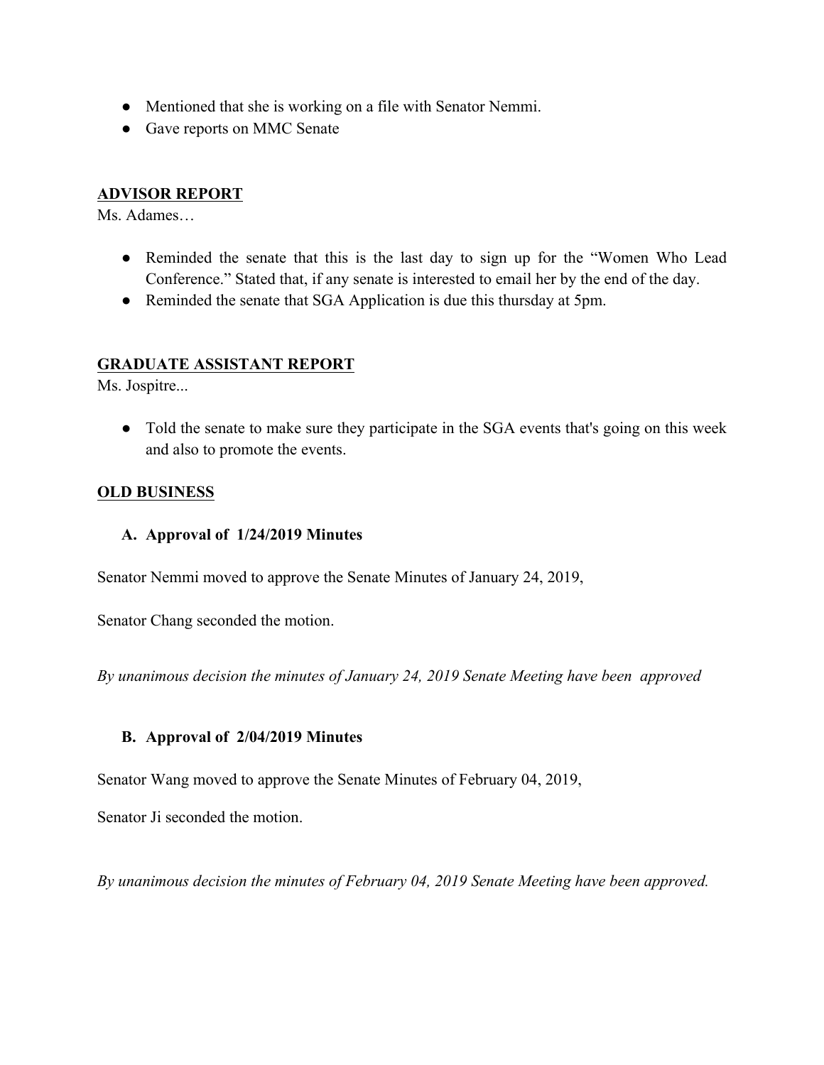- Mentioned that she is working on a file with Senator Nemmi.
- Gave reports on MMC Senate

**ADVISOR REPORT**

Ms. Adames…

- Reminded the senate that this is the last day to sign up for the "Women Who Lead Conference." Stated that, if any senate is interested to email her by the end of the day.
- Reminded the senate that SGA Application is due this thursday at 5pm.

**GRADUATE ASSISTANT REPORT**

Ms. Jospitre...

- Told the senate to make sure they participate in the SGA events that's going on this week and also to promote the events.

**OLD BUSINESS**

**A. Approval of 1/24/2019 Minutes**

Senator Nemmi moved to approve the Senate Minutes of January 24, 2019,

Senator Chang seconded the motion.

*By unanimous decision the minutes of January 24, 2019 Senate Meeting have been approved*

**B. Approval of 2/04/2019 Minutes**

Senator Wang moved to approve the Senate Minutes of February 04, 2019,

Senator Ji seconded the motion.

*By unanimous decision the minutes of February 04, 2019 Senate Meeting have been approved.*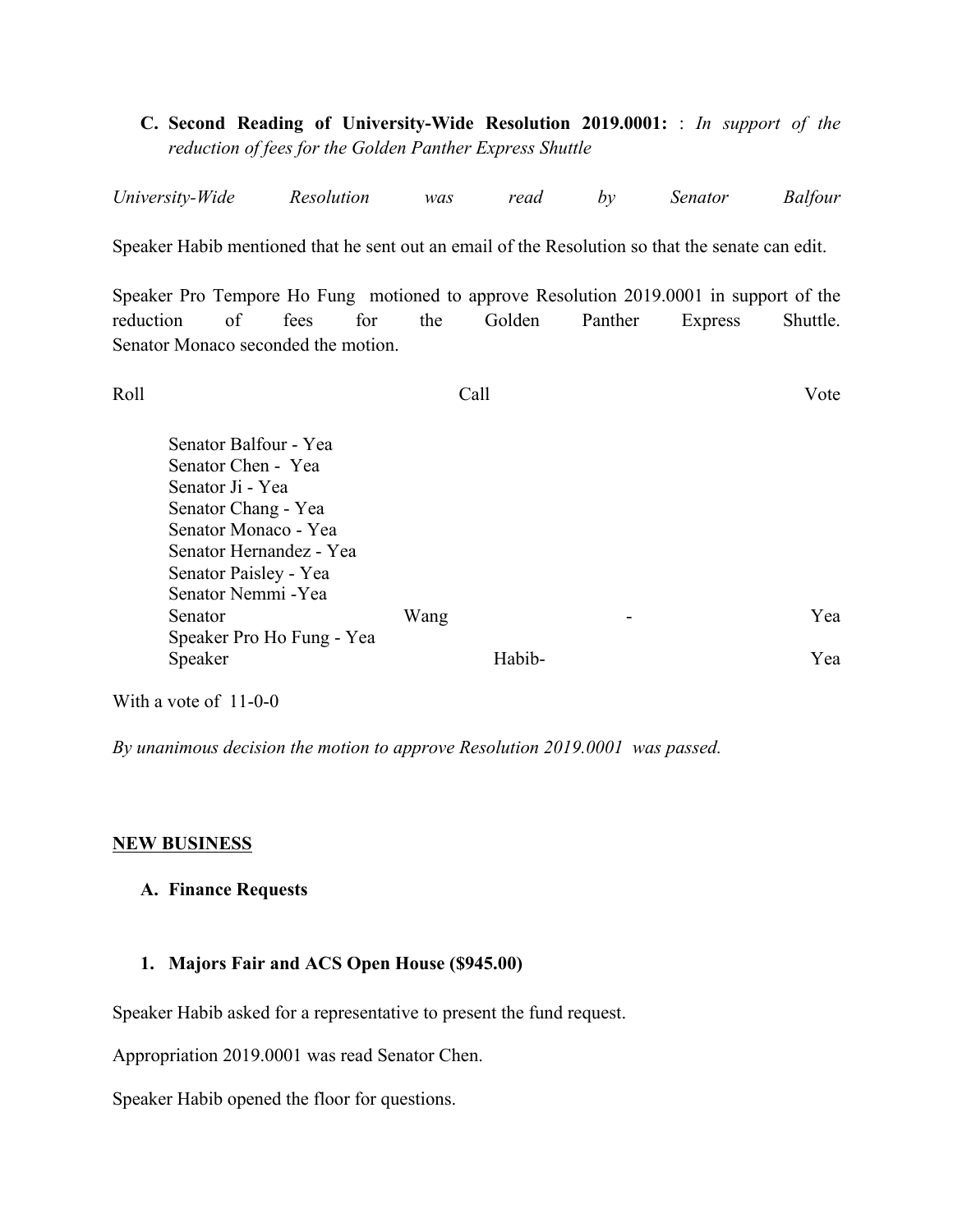C. **Second Reading of University-Wide Resolution 2019.0001:** : *In support of the reduction of fees for the Golden Panther Express Shuttle*

*University-Wide Resolution was read by Senator Balfour*

Speaker Habib mentioned that he sent out an email of the Resolution so that the senate can edit.

Speaker Pro Tempore Ho Fung motioned to approve Resolution 2019.0001 in support of the reduction of fees for the Golden Panther Express Shuttle. Senator Monaco seconded the motion.

Roll Call Vote

Senator Balfour - Yea
Senator Chen - Yea
Senator Ji - Yea
Senator Chang - Yea
Senator Monaco - Yea
Senator Hernandez - Yea
Senator Paisley - Yea
Senator Nemmi -Yea
Senator Wang - Yea
Speaker Pro Ho Fung - Yea
Speaker Habib- Yea

With a vote of 11-0-0

*By unanimous decision the motion to approve Resolution 2019.0001 was passed.*

**NEW BUSINESS**

A. **Finance Requests**

1. **Majors Fair and ACS Open House ($945.00)**

Speaker Habib asked for a representative to present the fund request.

Appropriation 2019.0001 was read Senator Chen.

Speaker Habib opened the floor for questions.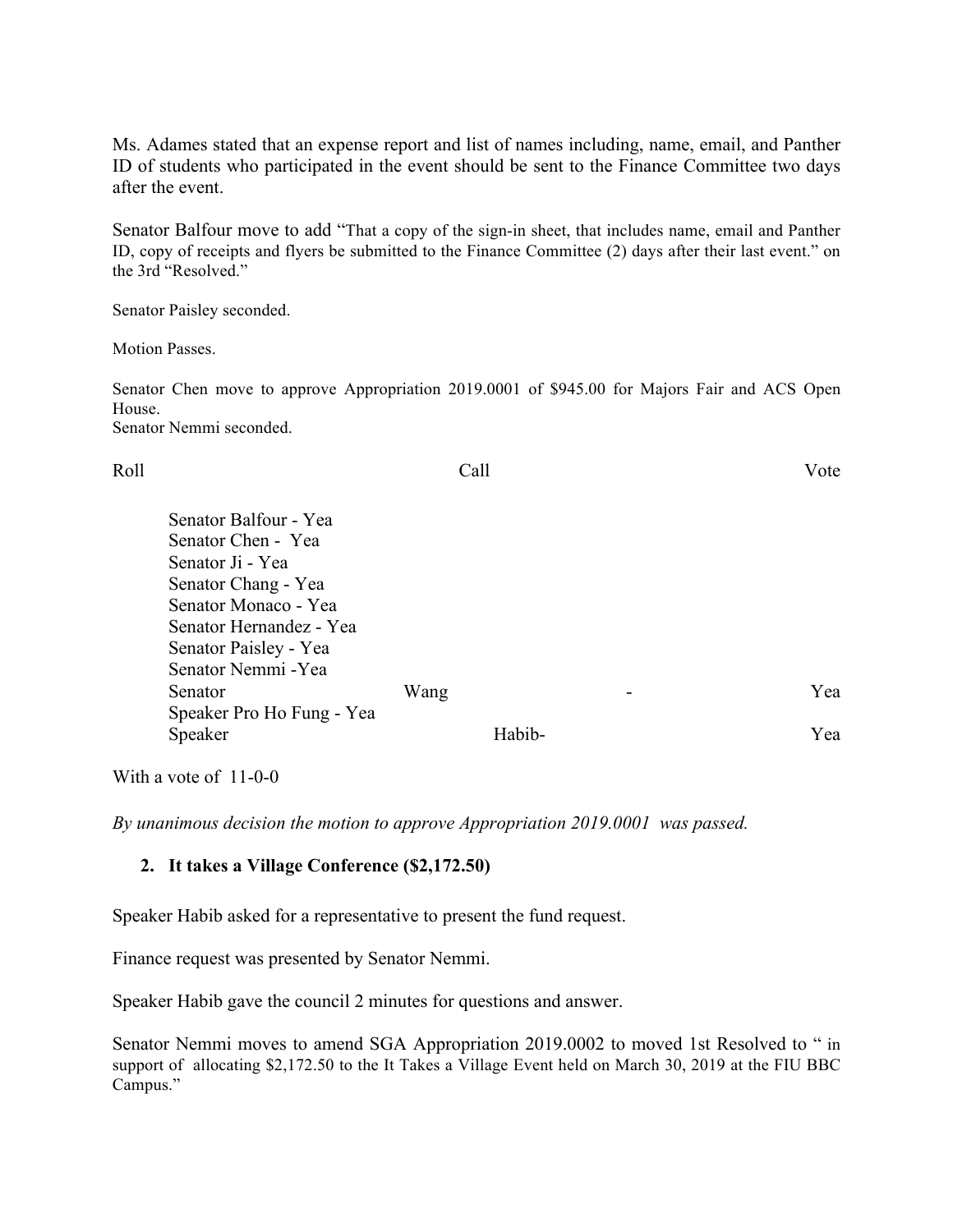Ms. Adames stated that an expense report and list of names including, name, email, and Panther ID of students who participated in the event should be sent to the Finance Committee two days after the event.

Senator Balfour move to add "That a copy of the sign-in sheet, that includes name, email and Panther ID, copy of receipts and flyers be submitted to the Finance Committee (2) days after their last event." on the 3rd "Resolved."

Senator Paisley seconded.

Motion Passes.

Senator Chen move to approve Appropriation 2019.0001 of $945.00 for Majors Fair and ACS Open House.
Senator Nemmi seconded.

Roll Call Vote

Senator Balfour - Yea
Senator Chen - Yea
Senator Ji - Yea
Senator Chang - Yea
Senator Monaco - Yea
Senator Hernandez - Yea
Senator Paisley - Yea
Senator Nemmi -Yea
Senator Wang - Yea
Speaker Pro Ho Fung - Yea
Speaker Habib- Yea

With a vote of 11-0-0

*By unanimous decision the motion to approve Appropriation 2019.0001 was passed.*

**2. It takes a Village Conference ($2,172.50)**

Speaker Habib asked for a representative to present the fund request.

Finance request was presented by Senator Nemmi.

Speaker Habib gave the council 2 minutes for questions and answer.

Senator Nemmi moves to amend SGA Appropriation 2019.0002 to moved 1st Resolved to " in support of allocating $2,172.50 to the It Takes a Village Event held on March 30, 2019 at the FIU BBC Campus."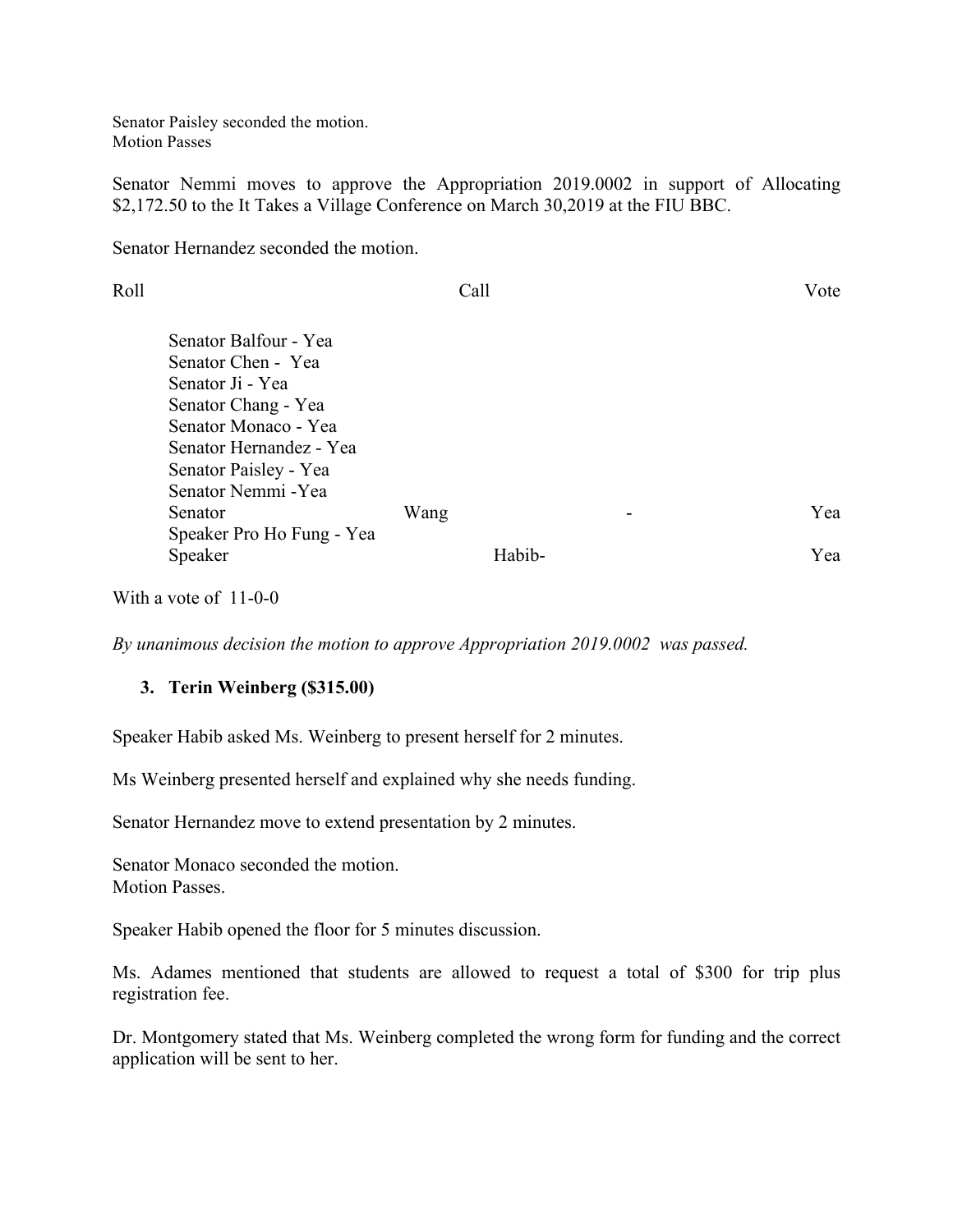Senator Paisley seconded the motion.
Motion Passes

Senator Nemmi moves to approve the Appropriation 2019.0002 in support of Allocating $2,172.50 to the It Takes a Village Conference on March 30,2019 at the FIU BBC.

Senator Hernandez seconded the motion.

Roll Call Vote

Senator Balfour - Yea
Senator Chen - Yea
Senator Ji - Yea
Senator Chang - Yea
Senator Monaco - Yea
Senator Hernandez - Yea
Senator Paisley - Yea
Senator Nemmi -Yea
Senator Wang - Yea
Speaker Pro Ho Fung - Yea
Speaker Habib- Yea

With a vote of 11-0-0

*By unanimous decision the motion to approve Appropriation 2019.0002 was passed.*

3. **Terin Weinberg ($315.00)**

Speaker Habib asked Ms. Weinberg to present herself for 2 minutes.

Ms Weinberg presented herself and explained why she needs funding.

Senator Hernandez move to extend presentation by 2 minutes.

Senator Monaco seconded the motion.
Motion Passes.

Speaker Habib opened the floor for 5 minutes discussion.

Ms. Adames mentioned that students are allowed to request a total of $300 for trip plus registration fee.

Dr. Montgomery stated that Ms. Weinberg completed the wrong form for funding and the correct application will be sent to her.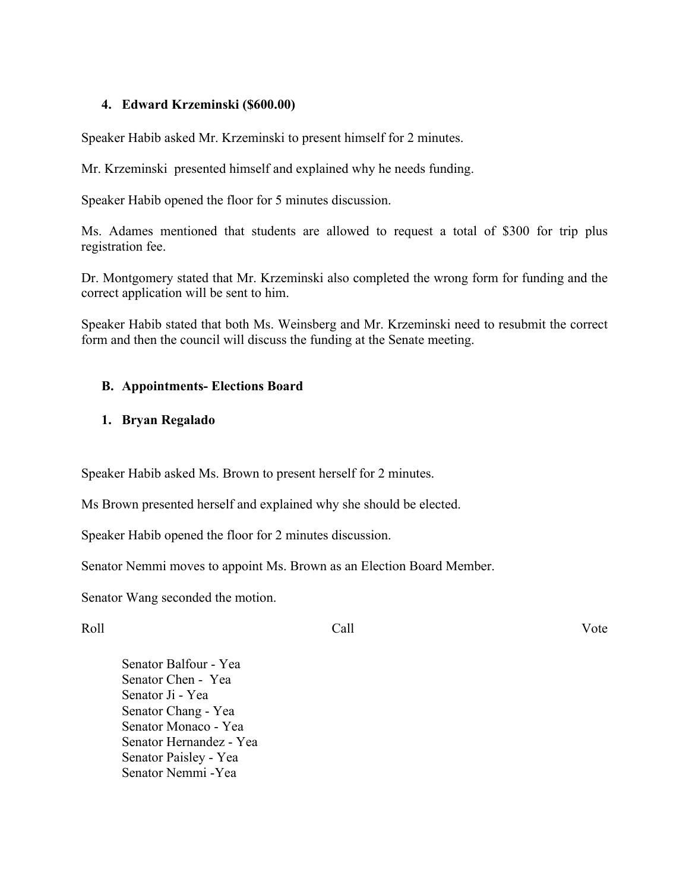4. **Edward Krzeminski ($600.00)**

Speaker Habib asked Mr. Krzeminski to present himself for 2 minutes.

Mr. Krzeminski presented himself and explained why he needs funding.

Speaker Habib opened the floor for 5 minutes discussion.

Ms. Adames mentioned that students are allowed to request a total of $300 for trip plus registration fee.

Dr. Montgomery stated that Mr. Krzeminski also completed the wrong form for funding and the correct application will be sent to him.

Speaker Habib stated that both Ms. Weinsberg and Mr. Krzeminski need to resubmit the correct form and then the council will discuss the funding at the Senate meeting.

**B. Appointments- Elections Board**

1. **Bryan Regalado**

Speaker Habib asked Ms. Brown to present herself for 2 minutes.

Ms Brown presented herself and explained why she should be elected.

Speaker Habib opened the floor for 2 minutes discussion.

Senator Nemmi moves to appoint Ms. Brown as an Election Board Member.

Senator Wang seconded the motion.

Roll Call Vote

Senator Balfour - Yea
Senator Chen - Yea
Senator Ji - Yea
Senator Chang - Yea
Senator Monaco - Yea
Senator Hernandez - Yea
Senator Paisley - Yea
Senator Nemmi -Yea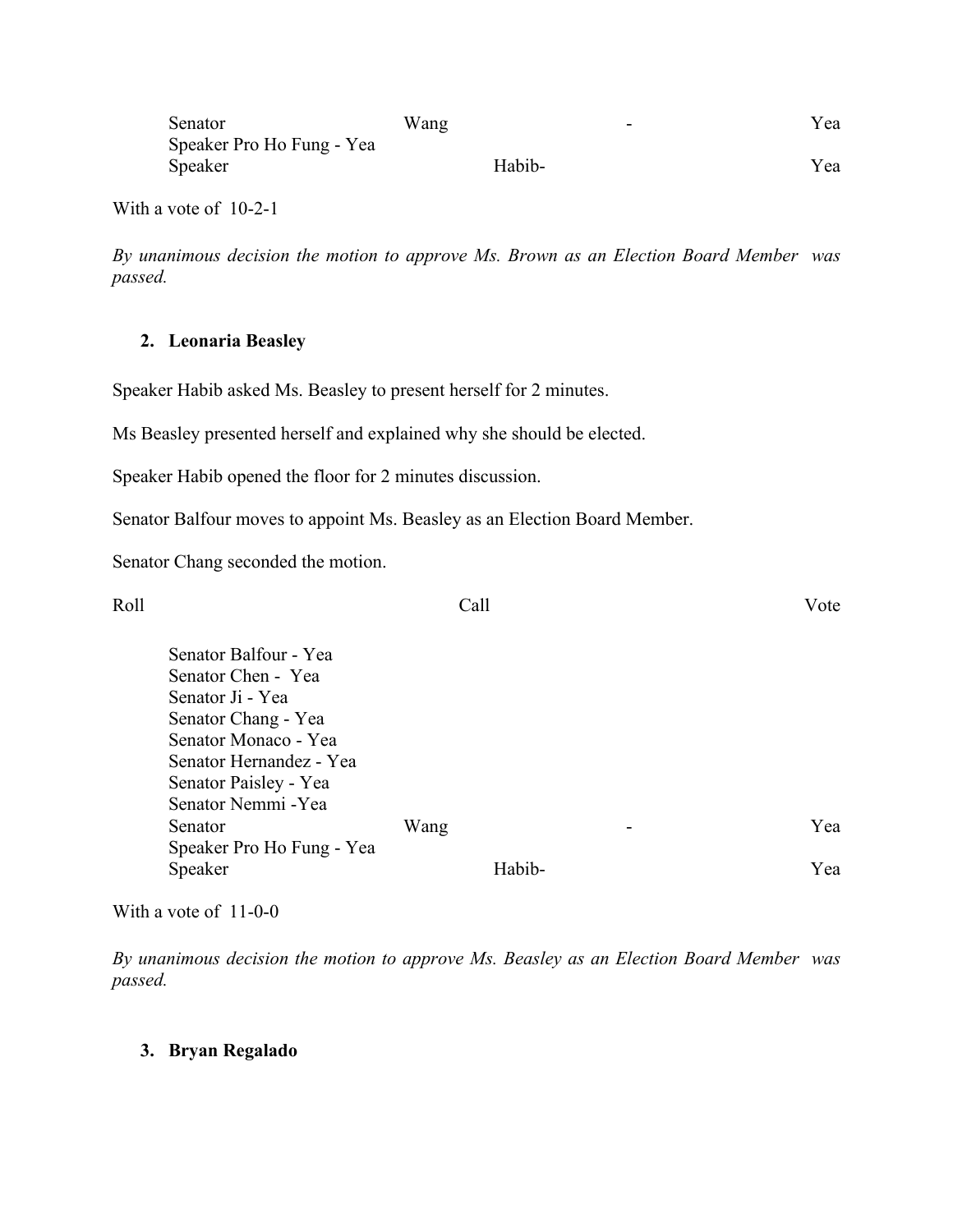Senator Wang - Yea  
Speaker Pro Ho Fung - Yea  
Speaker Habib- Yea

With a vote of 10-2-1

*By unanimous decision the motion to approve Ms. Brown as an Election Board Member was passed.*

2. **Leonaria Beasley**

Speaker Habib asked Ms. Beasley to present herself for 2 minutes.

Ms Beasley presented herself and explained why she should be elected.

Speaker Habib opened the floor for 2 minutes discussion.

Senator Balfour moves to appoint Ms. Beasley as an Election Board Member.

Senator Chang seconded the motion.

Roll Call Vote

Senator Balfour - Yea  
Senator Chen - Yea  
Senator Ji - Yea  
Senator Chang - Yea  
Senator Monaco - Yea  
Senator Hernandez - Yea  
Senator Paisley - Yea  
Senator Nemmi -Yea  
Senator Wang - Yea  
Speaker Pro Ho Fung - Yea  
Speaker Habib- Yea

With a vote of 11-0-0

*By unanimous decision the motion to approve Ms. Beasley as an Election Board Member was passed.*

3. **Bryan Regalado**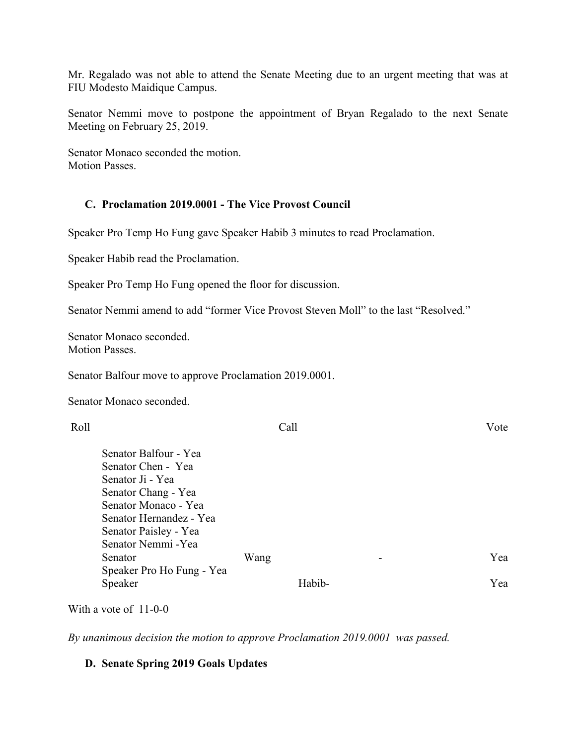Mr. Regalado was not able to attend the Senate Meeting due to an urgent meeting that was at FIU Modesto Maidique Campus.

Senator Nemmi move to postpone the appointment of Bryan Regalado to the next Senate Meeting on February 25, 2019.

Senator Monaco seconded the motion.
Motion Passes.

### C. Proclamation 2019.0001 - The Vice Provost Council

Speaker Pro Temp Ho Fung gave Speaker Habib 3 minutes to read Proclamation.

Speaker Habib read the Proclamation.

Speaker Pro Temp Ho Fung opened the floor for discussion.

Senator Nemmi amend to add "former Vice Provost Steven Moll" to the last "Resolved."

Senator Monaco seconded.
Motion Passes.

Senator Balfour move to approve Proclamation 2019.0001.

Senator Monaco seconded.

Roll Call Vote

Senator Balfour - Yea
Senator Chen - Yea
Senator Ji - Yea
Senator Chang - Yea
Senator Monaco - Yea
Senator Hernandez - Yea
Senator Paisley - Yea
Senator Nemmi -Yea
Senator Wang - Yea
Speaker Pro Ho Fung - Yea
Speaker Habib- Yea

With a vote of 11-0-0

*By unanimous decision the motion to approve Proclamation 2019.0001 was passed.*

### D. Senate Spring 2019 Goals Updates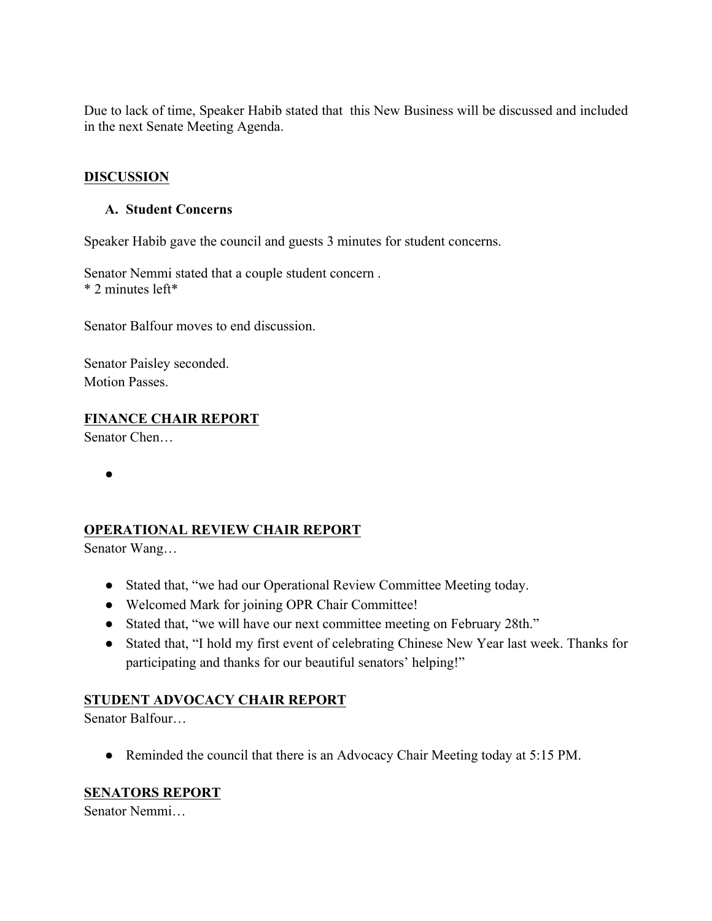Due to lack of time, Speaker Habib stated that  this New Business will be discussed and included in the next Senate Meeting Agenda.

**DISCUSSION**

**A. Student Concerns**

Speaker Habib gave the council and guests 3 minutes for student concerns.

Senator Nemmi stated that a couple student concern .
* 2 minutes left*

Senator Balfour moves to end discussion.

Senator Paisley seconded.
Motion Passes.

**FINANCE CHAIR REPORT**

Senator Chen…

- 

**OPERATIONAL REVIEW CHAIR REPORT**

Senator Wang…

- Stated that, “we had our Operational Review Committee Meeting today.
- Welcomed Mark for joining OPR Chair Committee!
- Stated that, “we will have our next committee meeting on February 28th.”
- Stated that, “I hold my first event of celebrating Chinese New Year last week. Thanks for participating and thanks for our beautiful senators’ helping!”

**STUDENT ADVOCACY CHAIR REPORT**

Senator Balfour…

- Reminded the council that there is an Advocacy Chair Meeting today at 5:15 PM.

**SENATORS REPORT**

Senator Nemmi…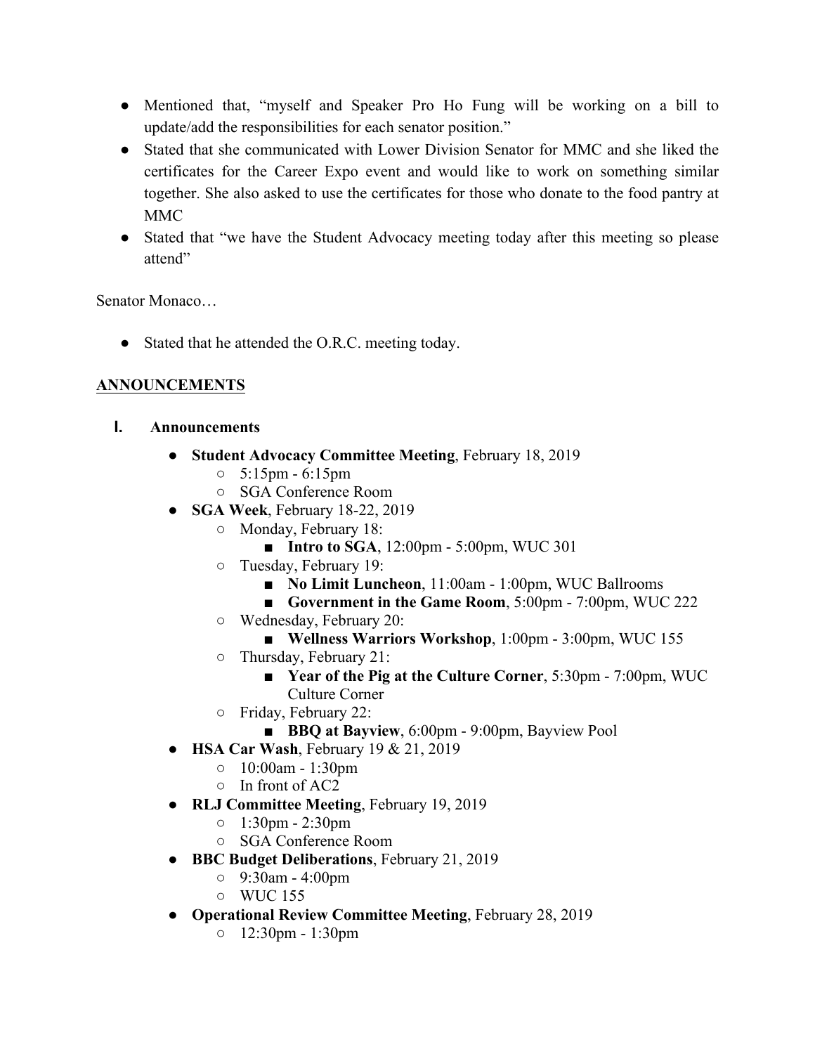- Mentioned that, "myself and Speaker Pro Ho Fung will be working on a bill to update/add the responsibilities for each senator position."
- Stated that she communicated with Lower Division Senator for MMC and she liked the certificates for the Career Expo event and would like to work on something similar together. She also asked to use the certificates for those who donate to the food pantry at MMC
- Stated that "we have the Student Advocacy meeting today after this meeting so please attend"

Senator Monaco…

- Stated that he attended the O.R.C. meeting today.

## ANNOUNCEMENTS

### I. Announcements

- **Student Advocacy Committee Meeting**, February 18, 2019
  - 5:15pm - 6:15pm
  - SGA Conference Room
- **SGA Week**, February 18-22, 2019
  - Monday, February 18:
    - **Intro to SGA**, 12:00pm - 5:00pm, WUC 301
  - Tuesday, February 19:
    - **No Limit Luncheon**, 11:00am - 1:00pm, WUC Ballrooms
    - **Government in the Game Room**, 5:00pm - 7:00pm, WUC 222
  - Wednesday, February 20:
    - **Wellness Warriors Workshop**, 1:00pm - 3:00pm, WUC 155
  - Thursday, February 21:
    - **Year of the Pig at the Culture Corner**, 5:30pm - 7:00pm, WUC Culture Corner
  - Friday, February 22:
    - **BBQ at Bayview**, 6:00pm - 9:00pm, Bayview Pool
- **HSA Car Wash**, February 19 & 21, 2019
  - 10:00am - 1:30pm
  - In front of AC2
- **RLJ Committee Meeting**, February 19, 2019
  - 1:30pm - 2:30pm
  - SGA Conference Room
- **BBC Budget Deliberations**, February 21, 2019
  - 9:30am - 4:00pm
  - WUC 155
- **Operational Review Committee Meeting**, February 28, 2019
  - 12:30pm - 1:30pm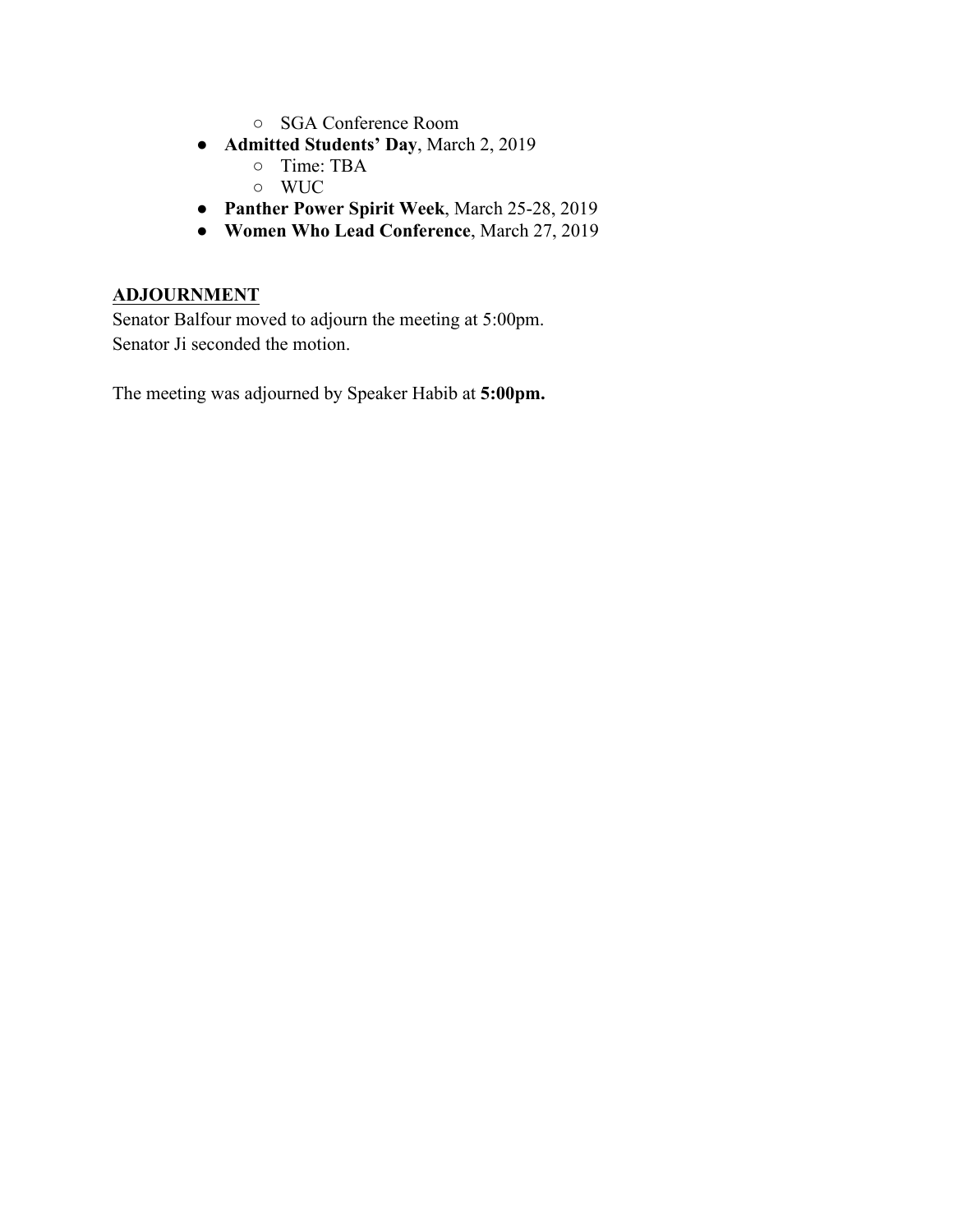- SGA Conference Room
- **Admitted Students' Day**, March 2, 2019
    - Time: TBA
    - WUC
- **Panther Power Spirit Week**, March 25-28, 2019
- **Women Who Lead Conference**, March 27, 2019

**ADJOURNMENT**

Senator Balfour moved to adjourn the meeting at 5:00pm.
Senator Ji seconded the motion.

The meeting was adjourned by Speaker Habib at **5:00pm.**